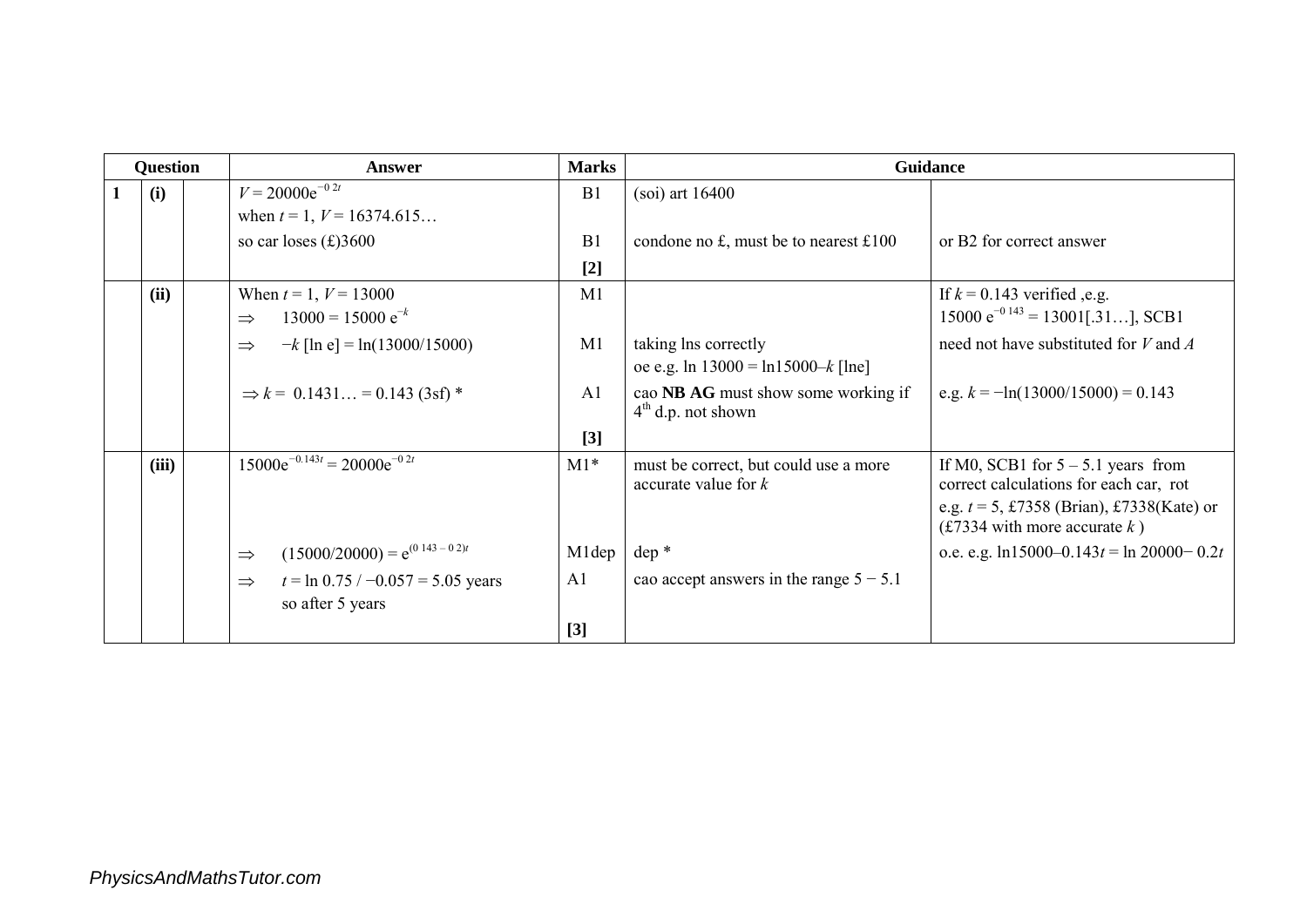| Question | | | Answer | Marks | Guidance | |
|---|---|---|---|---|---|---|
| 1 | (i) | | $V = 20000e^{-0.2t}$<br>when $t = 1$, $V = 16374.615…$ | B1 | (soi) art 16400 | |
| | | | so car loses (£)3600 | B1 | condone no £, must be to nearest £100 | or B2 for correct answer |
| | | | | **[2]** | | |
| | (ii) | | When $t = 1$, $V = 13000$<br>$\Rightarrow \quad 13000 = 15000\ e^{-k}$ | M1 | | If $k = 0.143$ verified ,e.g.<br>$15000\ e^{-0.143} = 13001[.31…]$, SCB1 |
| | | | $\Rightarrow \quad -k\ [\ln e] = \ln(13000/15000)$ | M1 | taking lns correctly<br>oe e.g. $\ln 13000 = \ln 15000 – k\ [\ln e]$ | need not have substituted for $V$ and $A$ |
| | | | $\Rightarrow k = 0.1431… = 0.143$ (3sf) * | A1 | cao **NB AG** must show some working if 4th d.p. not shown | e.g. $k = -\ln(13000/15000) = 0.143$ |
| | | | | **[3]** | | |
| | (iii) | | $15000e^{-0.143t} = 20000e^{-0.2t}$ | M1* | must be correct, but could use a more accurate value for $k$ | If M0, SCB1 for 5 – 5.1 years from correct calculations for each car, rot<br>e.g. $t = 5$, £7358 (Brian), £7338(Kate) or (£7334 with more accurate $k$ ) |
| | | | $\Rightarrow \quad (15000/20000) = e^{(0.143 - 0.2)t}$ | M1dep | dep * | o.e. e.g. $\ln 15000 – 0.143t = \ln 20000 - 0.2t$ |
| | | | $\Rightarrow \quad t = \ln 0.75 / -0.057 = 5.05$ years<br>so after 5 years | A1 | cao accept answers in the range $5 - 5.1$ | |
| | | | | **[3]** | | |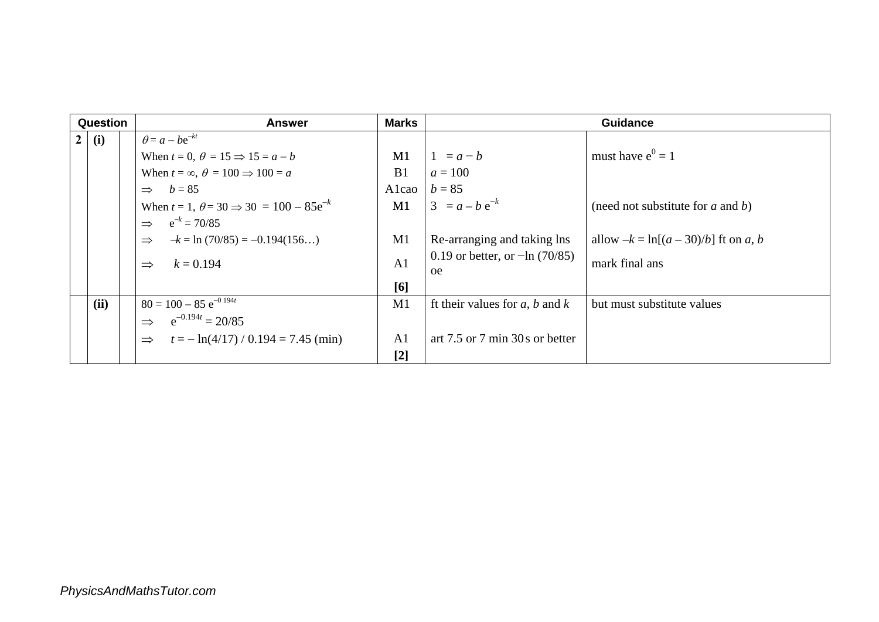| Question | | | Answer | Marks | Guidance | |
|---|---|---|---|---|---|---|
| 2 | (i) | | $\theta = a - be^{-kt}$ | | | |
| | | | When $t = 0$, $\theta = 15 \Rightarrow 15 = a - b$ | M1 | $1 = a - b$ | must have $e^0 = 1$ |
| | | | When $t = \infty$, $\theta = 100 \Rightarrow 100 = a$ | B1 | $a = 100$ | |
| | | | $\Rightarrow \quad b = 85$ | A1cao | $b = 85$ | |
| | | | When $t = 1$, $\theta = 30 \Rightarrow 30 = 100 - 85e^{-k}$ | M1 | $3 = a - b\,e^{-k}$ | (need not substitute for $a$ and $b$) |
| | | | $\Rightarrow \quad e^{-k} = 70/85$ | | | |
| | | | $\Rightarrow \quad -k = \ln(70/85) = -0.194(156\ldots)$ | M1 | Re-arranging and taking lns | allow $-k = \ln[(a-30)/b]$ ft on $a$, $b$ |
| | | | $\Rightarrow \quad k = 0.194$ | A1 | 0.19 or better, or $-\ln(70/85)$ oe | mark final ans |
| | | | | **[6]** | | |
| | (ii) | | $80 = 100 - 85\,e^{-0.194t}$ | M1 | ft their values for $a$, $b$ and $k$ | but must substitute values |
| | | | $\Rightarrow \quad e^{-0.194t} = 20/85$ | | | |
| | | | $\Rightarrow \quad t = -\ln(4/17)\,/\,0.194 = 7.45$ (min) | A1 | art 7.5 or 7 min 30 s or better | |
| | | | | **[2]** | | |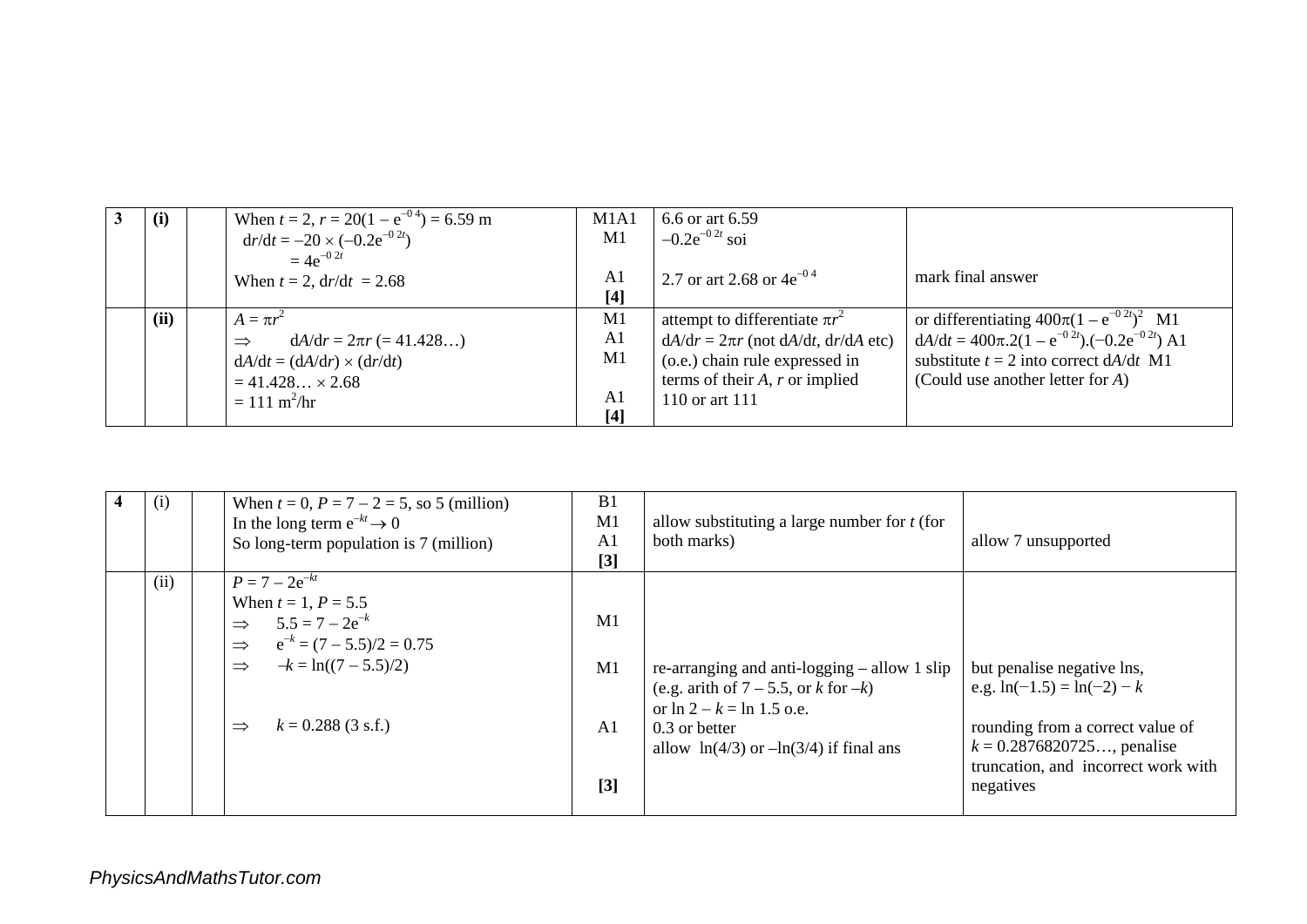| 3 | (i) | | When $t = 2$, $r = 20(1 - e^{-0.4}) = 6.59$ m<br>$dr/dt = -20 \times (-0.2e^{-0.2t})$<br>$= 4e^{-0.2t}$<br>When $t = 2$, $dr/dt = 2.68$ | M1A1<br>M1<br><br>A1<br>**[4]** | 6.6 or art 6.59<br>$-0.2e^{-0.2t}$ soi<br><br>2.7 or art 2.68 or $4e^{-0.4}$ | mark final answer |
|---|---|---|---|---|---|---|
| | (ii) | | $A = \pi r^2$<br>$\Rightarrow \quad dA/dr = 2\pi r$ (= 41.428…)<br>$dA/dt = (dA/dr) \times (dr/dt)$<br>$= 41.428… \times 2.68$<br>$= 111$ m$^2$/hr | M1<br>A1<br>M1<br><br>A1<br>**[4]** | attempt to differentiate $\pi r^2$<br>$dA/dr = 2\pi r$ (not $dA/dt$, $dr/dA$ etc)<br>(o.e.) chain rule expressed in terms of their $A$, $r$ or implied<br>110 or art 111 | or differentiating $400\pi(1 - e^{-0.2t})^2$ M1<br>$dA/dt = 400\pi.2(1 - e^{-0.2t}).(-0.2e^{-0.2t})$ A1<br>substitute $t = 2$ into correct $dA/dt$ M1<br>(Could use another letter for $A$) |

| 4 | (i) | | When $t = 0$, $P = 7 - 2 = 5$, so 5 (million)<br>In the long term $e^{-kt} \to 0$<br>So long-term population is 7 (million) | B1<br>M1<br>A1<br>**[3]** | allow substituting a large number for $t$ (for both marks) | allow 7 unsupported |
|---|---|---|---|---|---|---|
| | (ii) | | $P = 7 - 2e^{-kt}$<br>When $t = 1$, $P = 5.5$<br>$\Rightarrow \quad 5.5 = 7 - 2e^{-k}$<br>$\Rightarrow \quad e^{-k} = (7 - 5.5)/2 = 0.75$<br>$\Rightarrow \quad -k = \ln((7 - 5.5)/2)$<br><br>$\Rightarrow \quad k = 0.288$ (3 s.f.) | <br><br>M1<br><br>M1<br><br>A1<br><br>**[3]** | re-arranging and anti-logging – allow 1 slip (e.g. arith of $7 - 5.5$, or $k$ for $-k$)<br>or $\ln 2 - k = \ln 1.5$ o.e.<br>0.3 or better<br>allow $\ln(4/3)$ or $-\ln(3/4)$ if final ans | but penalise negative lns, e.g. $\ln(-1.5) = \ln(-2) - k$<br><br>rounding from a correct value of $k = 0.2876820725…$, penalise truncation, and incorrect work with negatives |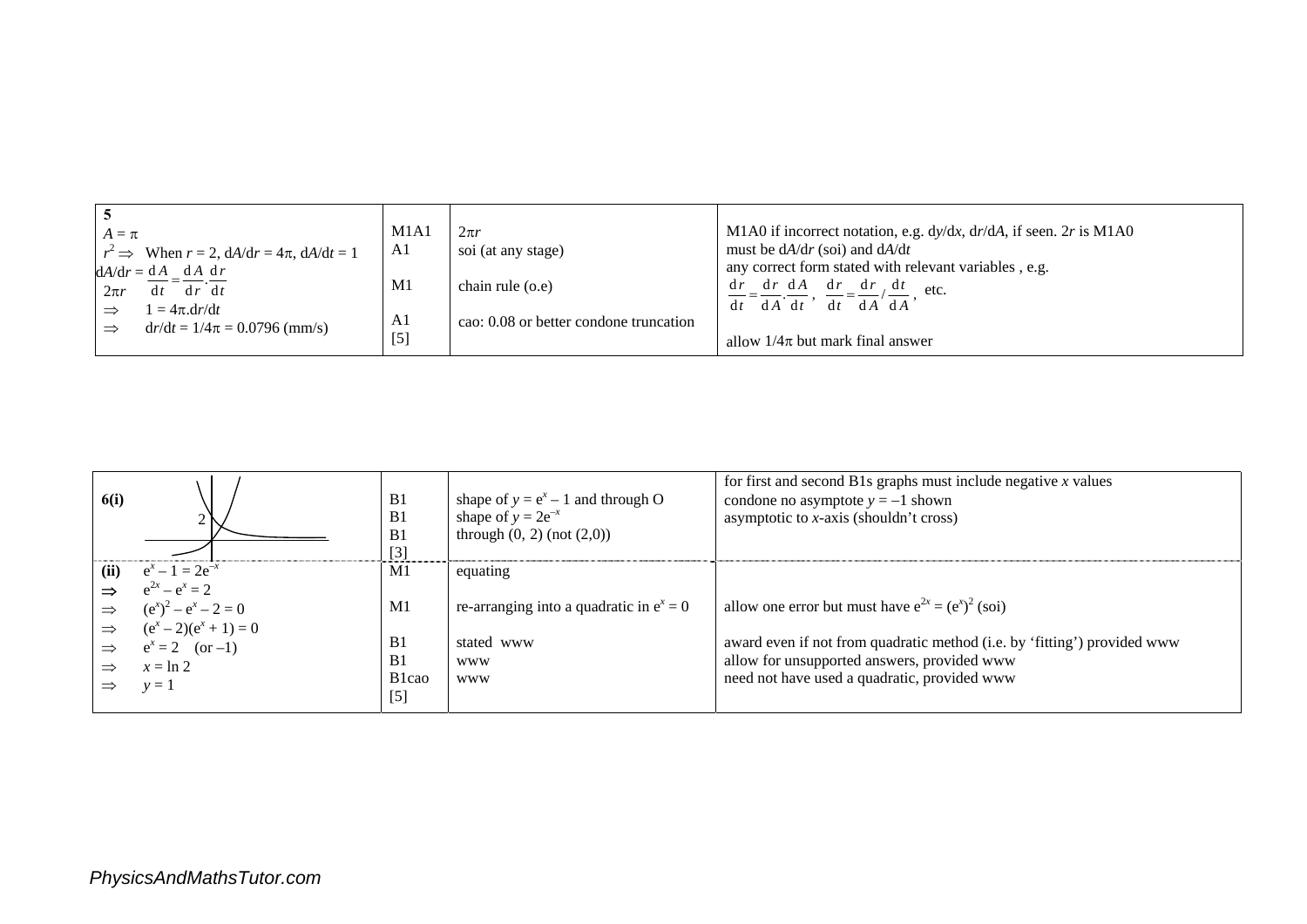| | | | |
|---|---|---|---|
| **5** $A = \pi r^2 \Rightarrow$ When $r = 2$, $dA/dr = 4\pi$, $dA/dt = 1$ | M1A1 | $2\pi r$ | M1A0 if incorrect notation, e.g. $dy/dx$, $dr/dA$, if seen. $2r$ is M1A0 |
| $dA/dr = 2\pi r$ | A1 | soi (at any stage) | must be $dA/dr$ (soi) and $dA/dt$ |
| $\frac{dA}{dt} = \frac{dA}{dr} \cdot \frac{dr}{dt}$ | M1 | chain rule (o.e) | any correct form stated with relevant variables , e.g. $\frac{dr}{dt} = \frac{dr}{dA} \cdot \frac{dA}{dt}$ , $\frac{dr}{dt} = \frac{dr}{dA} / \frac{dt}{dA}$ , etc. |
| $\Rightarrow \quad 1 = 4\pi . dr/dt$ | | | |
| $\Rightarrow \quad dr/dt = 1/4\pi = 0.0796$ (mm/s) | A1 [5] | cao: 0.08 or better condone truncation | allow $1/4\pi$ but mark final answer |

| | | | |
|---|---|---|---|
| **6(i)** (graph, with 2 marked on y-axis) | B1 | shape of $y = e^x - 1$ and through O | for first and second B1s graphs must include negative $x$ values |
| | B1 | shape of $y = 2e^{-x}$ | condone no asymptote $y = -1$ shown |
| | B1 [3] | through (0, 2) (not (2,0)) | asymptotic to $x$-axis (shouldn't cross) |
| **(ii)** $e^x - 1 = 2e^{-x}$ | M1 | equating | |
| $\Rightarrow \quad e^{2x} - e^x = 2$ | | | |
| $\Rightarrow \quad (e^x)^2 - e^x - 2 = 0$ | M1 | re-arranging into a quadratic in $e^x = 0$ | allow one error but must have $e^{2x} = (e^x)^2$ (soi) |
| $\Rightarrow \quad (e^x - 2)(e^x + 1) = 0$ | | | |
| $\Rightarrow \quad e^x = 2 \quad$ (or $-1$) | B1 | stated www | award even if not from quadratic method (i.e. by 'fitting') provided www |
| $\Rightarrow \quad x = \ln 2$ | B1 | www | allow for unsupported answers, provided www |
| $\Rightarrow \quad y = 1$ | B1cao [5] | www | need not have used a quadratic, provided www |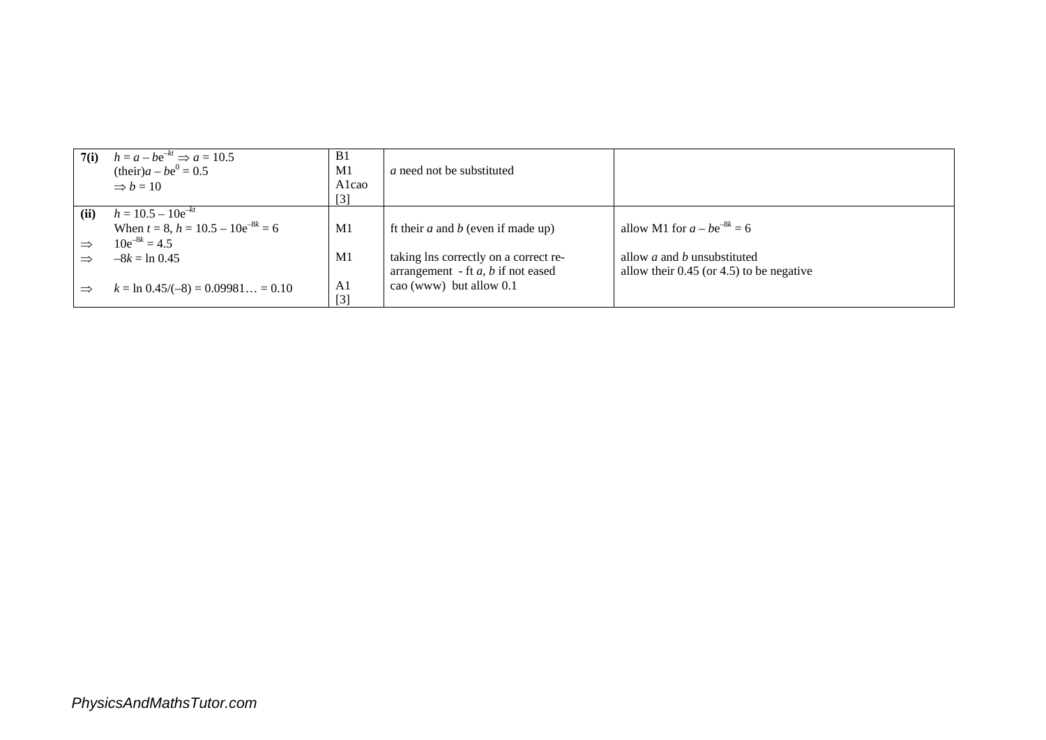| | | | | |
|---|---|---|---|---|
| **7(i)** | $h = a - be^{-kt} \Rightarrow a = 10.5$<br>(their)$a - be^{0} = 0.5$<br>$\Rightarrow b = 10$ | B1<br>M1<br>A1cao<br>[3] | $a$ need not be substituted | |
| **(ii)** | $h = 10.5 - 10e^{-kt}$<br>When $t = 8$, $h = 10.5 - 10e^{-8k} = 6$<br>$\Rightarrow$ $10e^{-8k} = 4.5$<br>$\Rightarrow$ $-8k = \ln 0.45$<br><br>$\Rightarrow$ $k = \ln 0.45/(-8) = 0.09981\ldots = 0.10$ | M1<br><br>M1<br><br>A1<br>[3] | ft their $a$ and $b$ (even if made up)<br><br>taking lns correctly on a correct re-arrangement - ft $a$, $b$ if not eased<br>cao (www) but allow 0.1 | allow M1 for $a - be^{-8k} = 6$<br><br>allow $a$ and $b$ unsubstituted<br>allow their 0.45 (or 4.5) to be negative |